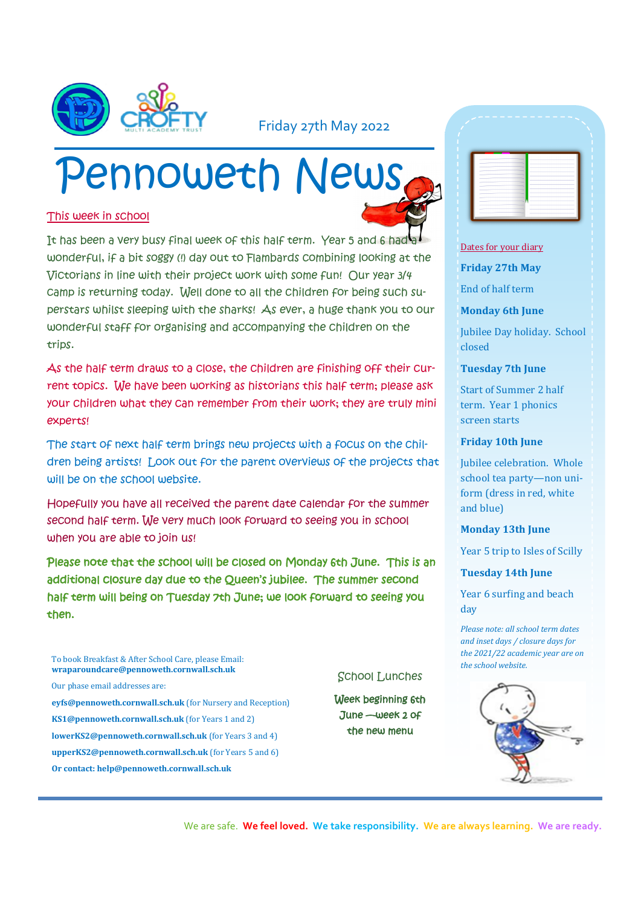Friday 27th May 2022

# Pennoweth News

## This week in school

It has been a very busy final week of this half term. Year 5 and 6 had a wonderful, if a bit soggy (!) day out to Flambards combining looking at the Victorians in line with their project work with some fun! Our year 3/4 camp is returning today. Well done to all the children for being such superstars whilst sleeping with the sharks! As ever, a huge thank you to our wonderful staff for organising and accompanying the children on the trips.

As the half term draws to a close, the children are finishing off their current topics. We have been working as historians this half term; please ask your children what they can remember from their work; they are truly mini experts!

The start of next half term brings new projects with a focus on the children being artists! Look out for the parent overviews of the projects that will be on the school website.

Hopefully you have all received the parent date calendar for the summer second half term. We very much look forward to seeing you in school when you are able to join us!

**Please note that the school will be closed on Monday 6th June. This is an additional closure day due to the Queen's jubilee. The summer second half term will being on Tuesday 7th June; we look forward to seeing you then.**

To book Breakfast & After School Care, please Email:
**wraparoundcare@pennoweth.cornwall.sch.uk**

Our phase email addresses are:

**eyfs@pennoweth.cornwall.sch.uk** (for Nursery and Reception)

**KS1@pennoweth.cornwall.sch.uk** (for Years 1 and 2)

**lowerKS2@pennoweth.cornwall.sch.uk** (for Years 3 and 4)

**upperKS2@pennoweth.cornwall.sch.uk** (for Years 5 and 6)

**Or contact: help@pennoweth.cornwall.sch.uk**

## School Lunches

Week beginning 6th June —week 2 of the new menu

## Dates for your diary

**Friday 27th May**

End of half term

**Monday 6th June**

Jubilee Day holiday. School closed

**Tuesday 7th June**

Start of Summer 2 half term. Year 1 phonics screen starts

**Friday 10th June**

Jubilee celebration. Whole school tea party—non uniform (dress in red, white and blue)

**Monday 13th June**

Year 5 trip to Isles of Scilly

**Tuesday 14th June**

Year 6 surfing and beach day

*Please note: all school term dates and inset days / closure days for the 2021/22 academic year are on the school website.*

We are safe. **We feel loved.** **We take responsibility.** **We are always learning.** **We are ready.**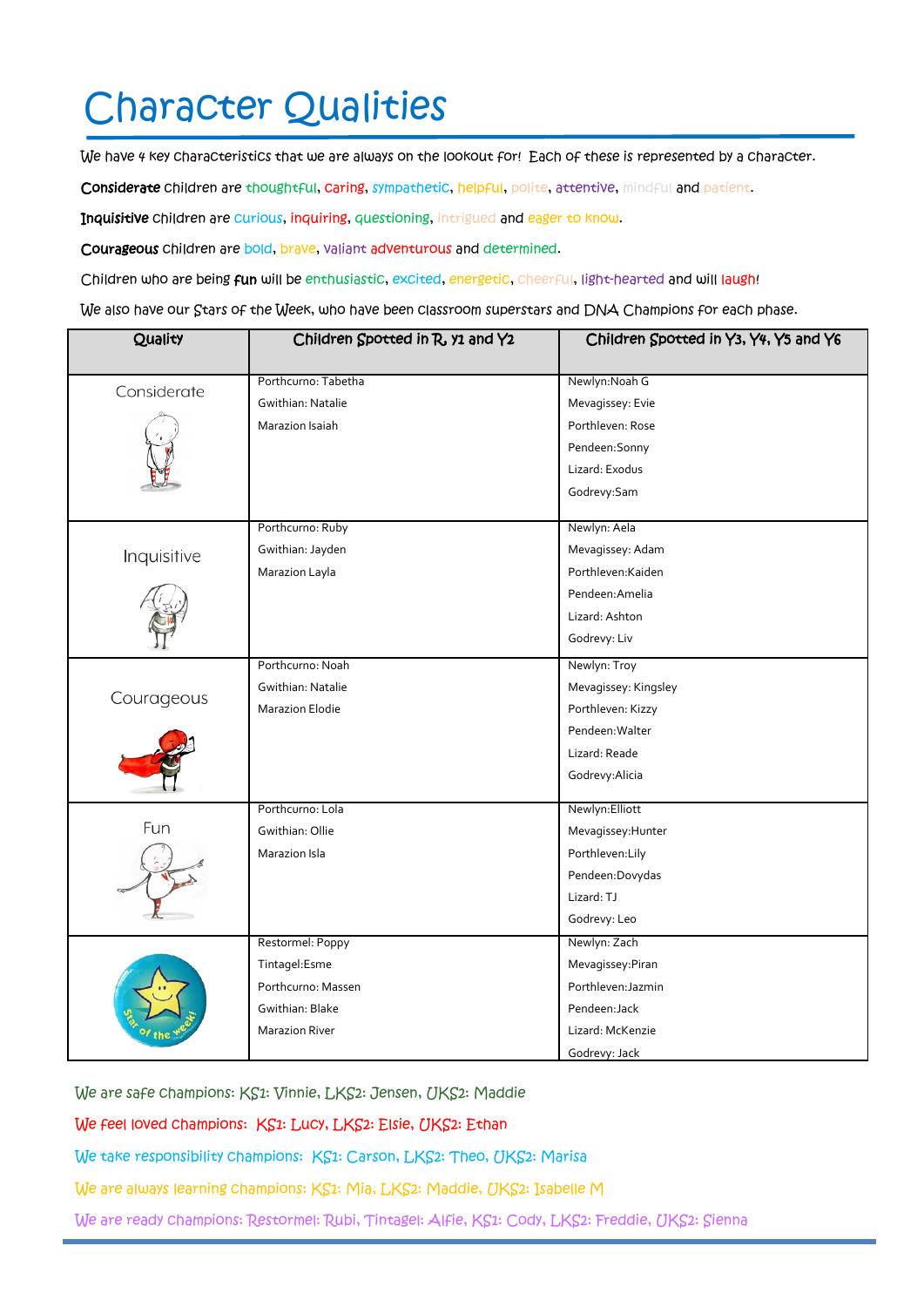# Character Qualities

We have 4 key characteristics that we are always on the lookout for! Each of these is represented by a character.

**Considerate** children are thoughtful, caring, sympathetic, helpful, polite, attentive, mindful and patient.

**Inquisitive** children are curious, inquiring, questioning, intrigued and eager to know.

**Courageous** children are bold, brave, valiant adventurous and determined.

Children who are being **fun** will be enthusiastic, excited, energetic, cheerful, light-hearted and will laugh!

We also have our Stars of the Week, who have been classroom superstars and DNA Champions for each phase.

| Quality | Children Spotted in R, Y1 and Y2 | Children Spotted in Y3, Y4, Y5 and Y6 |
|---|---|---|
| Considerate | Porthcurno: Tabetha<br>Gwithian: Natalie<br>Marazion Isaiah | Newlyn:Noah G<br>Mevagissey: Evie<br>Porthleven: Rose<br>Pendeen:Sonny<br>Lizard: Exodus<br>Godrevy:Sam |
| Inquisitive | Porthcurno: Ruby<br>Gwithian: Jayden<br>Marazion Layla | Newlyn: Aela<br>Mevagissey: Adam<br>Porthleven:Kaiden<br>Pendeen:Amelia<br>Lizard: Ashton<br>Godrevy: Liv |
| Courageous | Porthcurno: Noah<br>Gwithian: Natalie<br>Marazion Elodie | Newlyn: Troy<br>Mevagissey: Kingsley<br>Porthleven: Kizzy<br>Pendeen:Walter<br>Lizard: Reade<br>Godrevy:Alicia |
| Fun | Porthcurno: Lola<br>Gwithian: Ollie<br>Marazion Isla | Newlyn:Elliott<br>Mevagissey:Hunter<br>Porthleven:Lily<br>Pendeen:Dovydas<br>Lizard: TJ<br>Godrevy: Leo |
| Star of the week! | Restormel: Poppy<br>Tintagel:Esme<br>Porthcurno: Massen<br>Gwithian: Blake<br>Marazion River | Newlyn: Zach<br>Mevagissey:Piran<br>Porthleven:Jazmin<br>Pendeen:Jack<br>Lizard: McKenzie<br>Godrevy: Jack |

We are safe champions: KS1: Vinnie, LKS2: Jensen, UKS2: Maddie

We feel loved champions: KS1: Lucy, LKS2: Elsie, UKS2: Ethan

We take responsibility champions: KS1: Carson, LKS2: Theo, UKS2: Marisa

We are always learning champions: KS1: Mia, LKS2: Maddie, UKS2: Isabelle M

We are ready champions: Restormel: Rubi, Tintagel: Alfie, KS1: Cody, LKS2: Freddie, UKS2: Sienna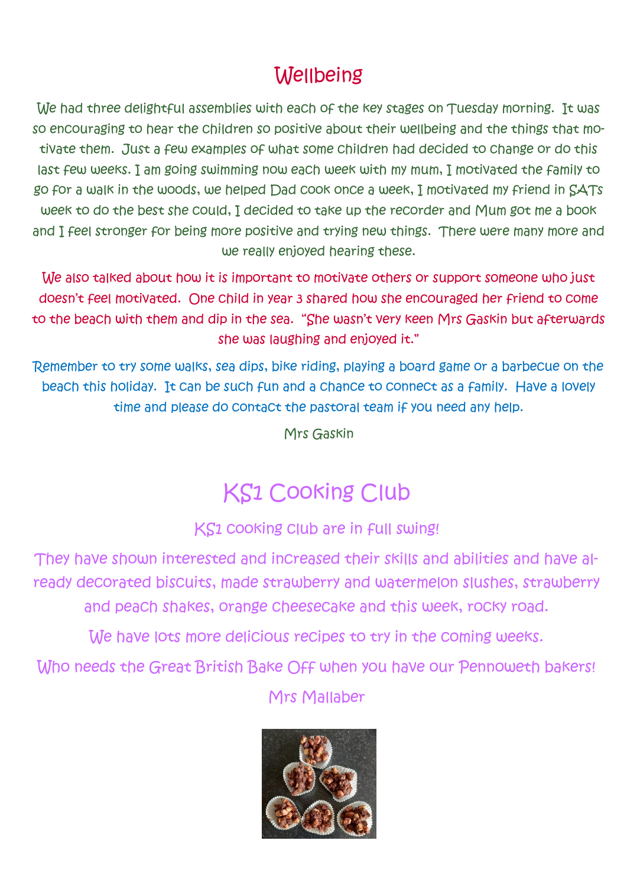# Wellbeing

We had three delightful assemblies with each of the key stages on Tuesday morning. It was so encouraging to hear the children so positive about their wellbeing and the things that motivate them. Just a few examples of what some children had decided to change or do this last few weeks. I am going swimming now each week with my mum, I motivated the family to go for a walk in the woods, we helped Dad cook once a week, I motivated my friend in SATs week to do the best she could, I decided to take up the recorder and Mum got me a book and I feel stronger for being more positive and trying new things. There were many more and we really enjoyed hearing these.

We also talked about how it is important to motivate others or support someone who just doesn't feel motivated. One child in year 3 shared how she encouraged her friend to come to the beach with them and dip in the sea. "She wasn't very keen Mrs Gaskin but afterwards she was laughing and enjoyed it."

Remember to try some walks, sea dips, bike riding, playing a board game or a barbecue on the beach this holiday. It can be such fun and a chance to connect as a family. Have a lovely time and please do contact the pastoral team if you need any help.

Mrs Gaskin

# KS1 Cooking Club

KS1 cooking club are in full swing!

They have shown interested and increased their skills and abilities and have already decorated biscuits, made strawberry and watermelon slushes, strawberry and peach shakes, orange cheesecake and this week, rocky road.

We have lots more delicious recipes to try in the coming weeks.

Who needs the Great British Bake Off when you have our Pennoweth bakers!

Mrs Mallaber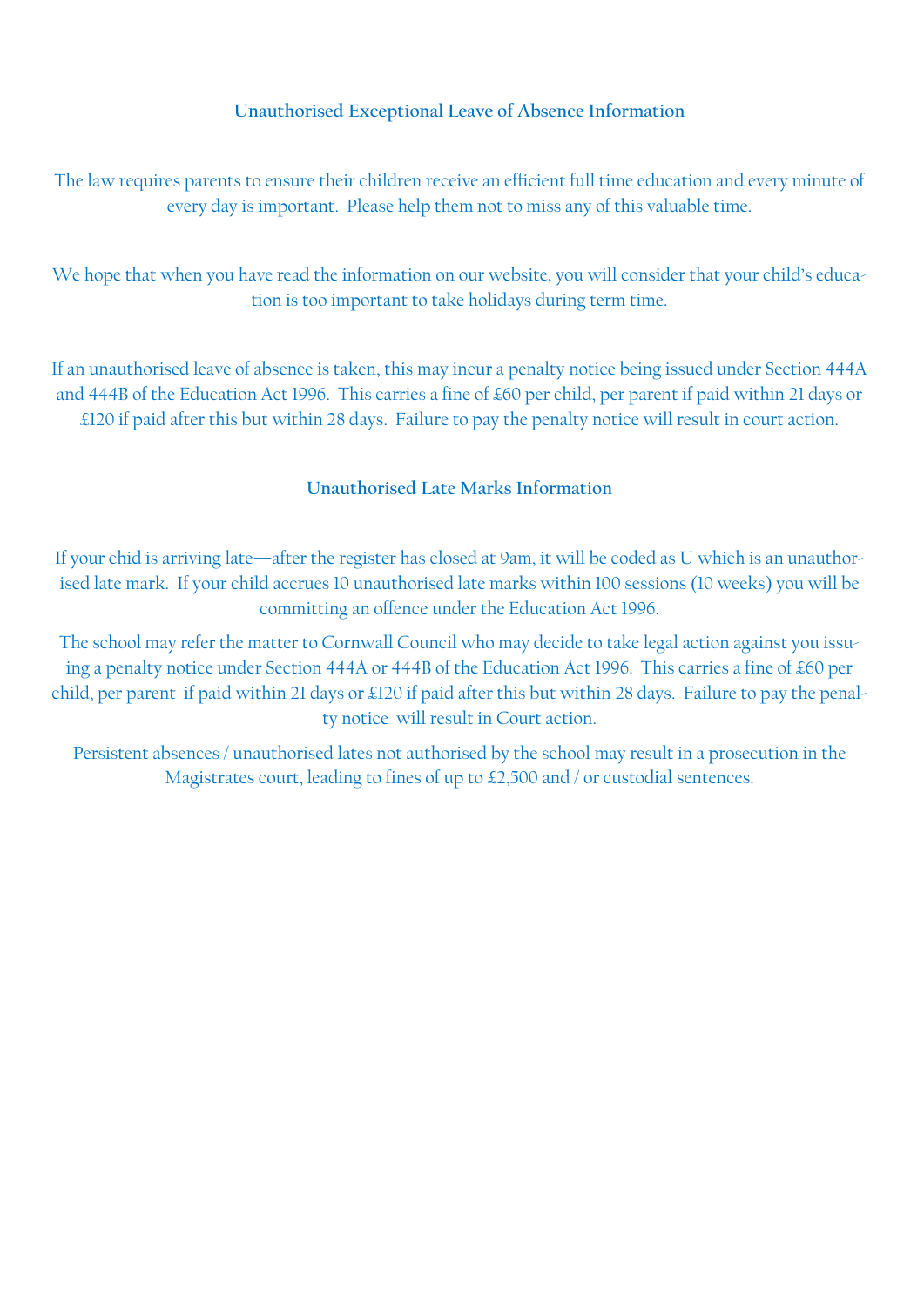## Unauthorised Exceptional Leave of Absence Information

The law requires parents to ensure their children receive an efficient full time education and every minute of every day is important. Please help them not to miss any of this valuable time.

We hope that when you have read the information on our website, you will consider that your child's education is too important to take holidays during term time.

If an unauthorised leave of absence is taken, this may incur a penalty notice being issued under Section 444A and 444B of the Education Act 1996. This carries a fine of £60 per child, per parent if paid within 21 days or £120 if paid after this but within 28 days. Failure to pay the penalty notice will result in court action.

## Unauthorised Late Marks Information

If your chid is arriving late—after the register has closed at 9am, it will be coded as U which is an unauthorised late mark. If your child accrues 10 unauthorised late marks within 100 sessions (10 weeks) you will be committing an offence under the Education Act 1996.

The school may refer the matter to Cornwall Council who may decide to take legal action against you issuing a penalty notice under Section 444A or 444B of the Education Act 1996. This carries a fine of £60 per child, per parent if paid within 21 days or £120 if paid after this but within 28 days. Failure to pay the penalty notice will result in Court action.

Persistent absences / unauthorised lates not authorised by the school may result in a prosecution in the Magistrates court, leading to fines of up to £2,500 and / or custodial sentences.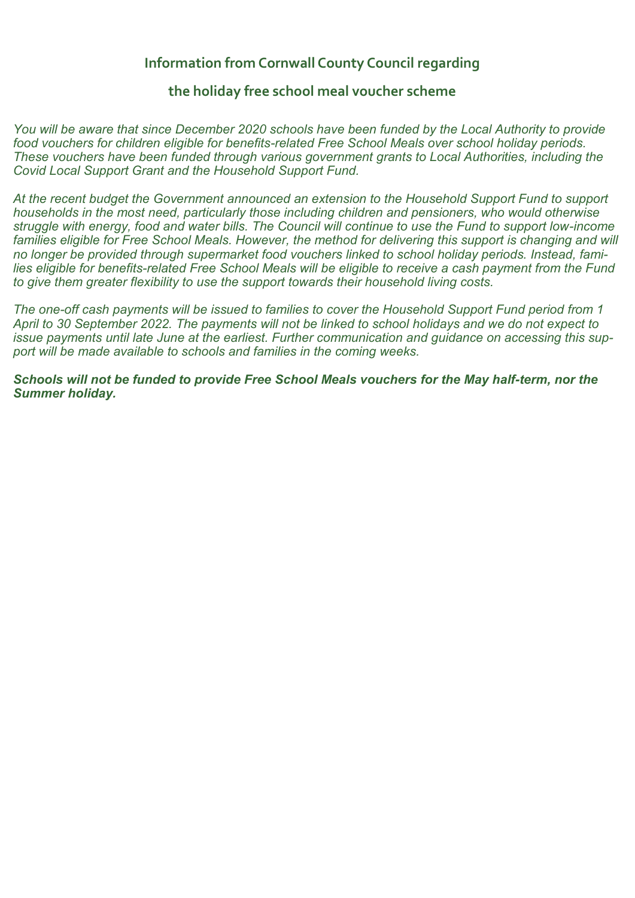## Information from Cornwall County Council regarding

## the holiday free school meal voucher scheme

*You will be aware that since December 2020 schools have been funded by the Local Authority to provide food vouchers for children eligible for benefits-related Free School Meals over school holiday periods. These vouchers have been funded through various government grants to Local Authorities, including the Covid Local Support Grant and the Household Support Fund.*

*At the recent budget the Government announced an extension to the Household Support Fund to support households in the most need, particularly those including children and pensioners, who would otherwise struggle with energy, food and water bills. The Council will continue to use the Fund to support low-income families eligible for Free School Meals. However, the method for delivering this support is changing and will no longer be provided through supermarket food vouchers linked to school holiday periods. Instead, families eligible for benefits-related Free School Meals will be eligible to receive a cash payment from the Fund to give them greater flexibility to use the support towards their household living costs.*

*The one-off cash payments will be issued to families to cover the Household Support Fund period from 1 April to 30 September 2022. The payments will not be linked to school holidays and we do not expect to issue payments until late June at the earliest. Further communication and guidance on accessing this support will be made available to schools and families in the coming weeks.*

***Schools will not be funded to provide Free School Meals vouchers for the May half-term, nor the Summer holiday.***